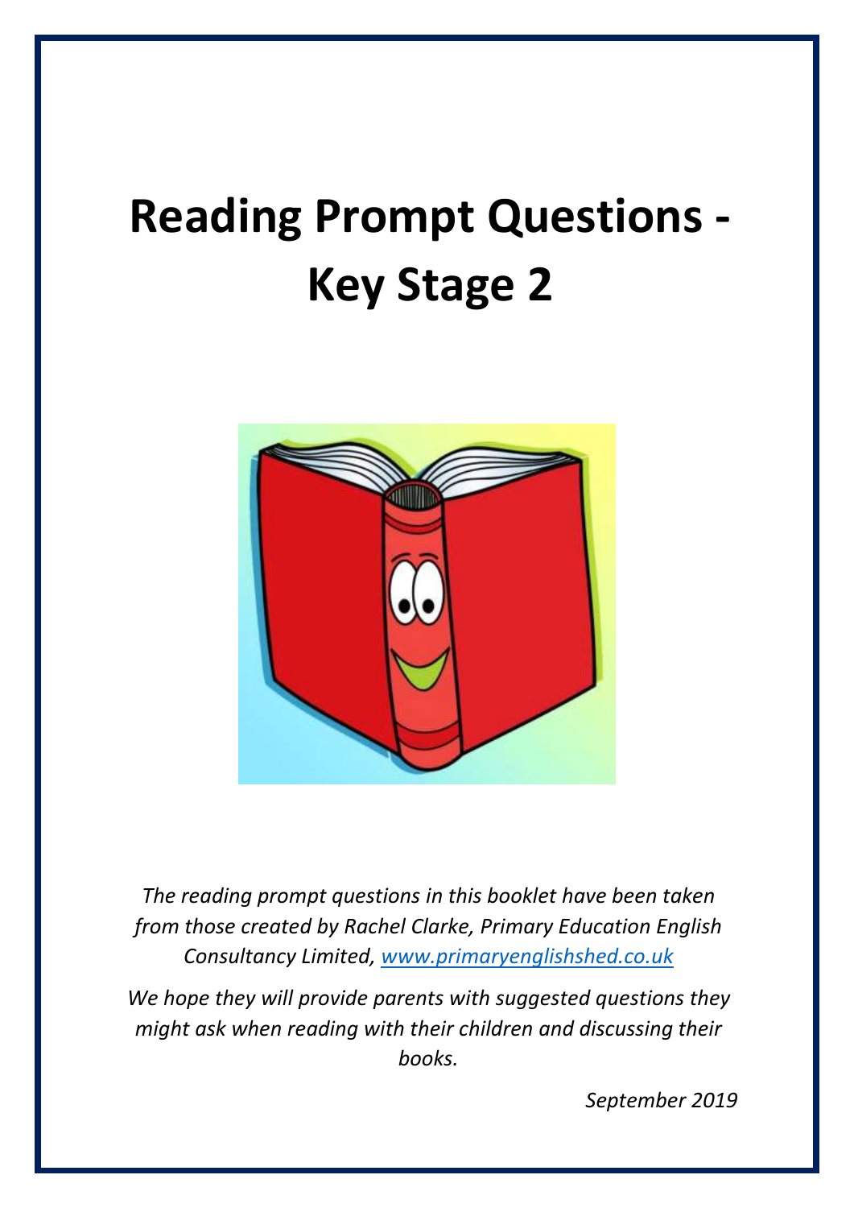# Reading Prompt Questions - Key Stage 2

*The reading prompt questions in this booklet have been taken from those created by Rachel Clarke, Primary Education English Consultancy Limited, [www.primaryenglishshed.co.uk](http://www.primaryenglishshed.co.uk)*

*We hope they will provide parents with suggested questions they might ask when reading with their children and discussing their books.*

*September 2019*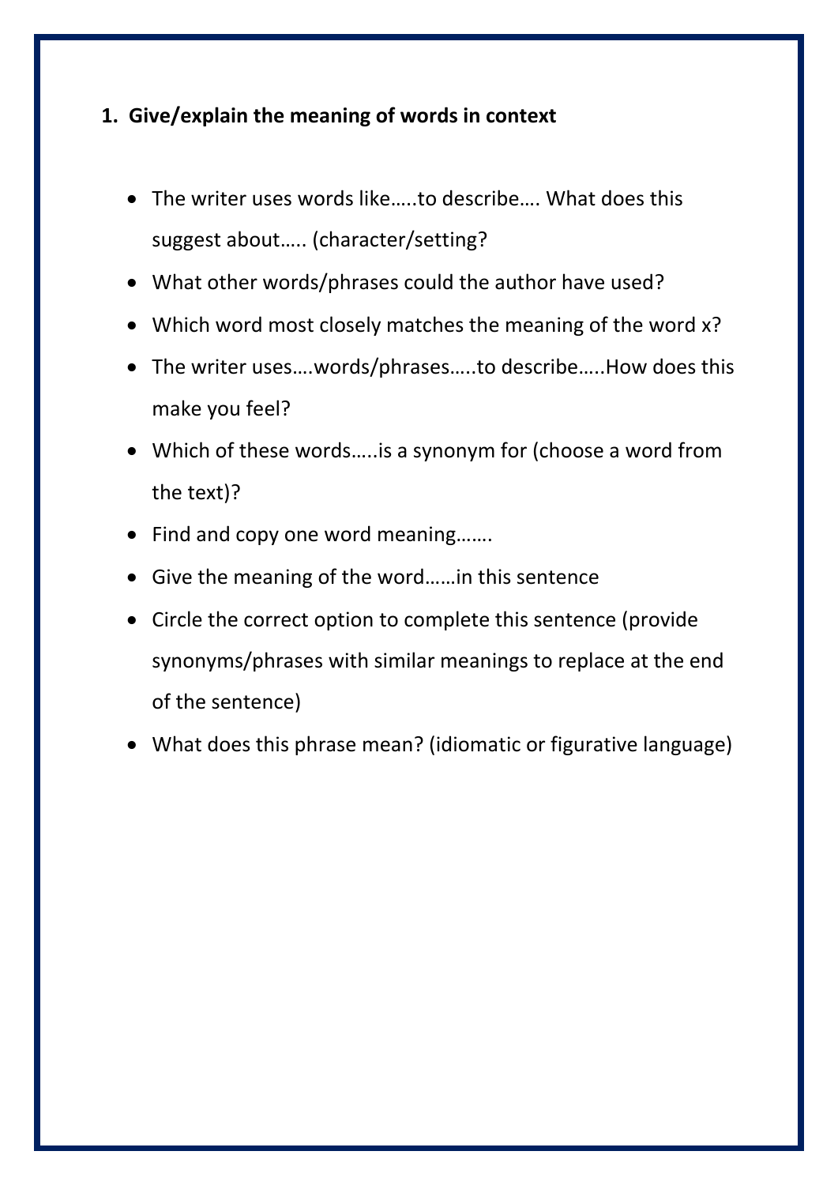1. **Give/explain the meaning of words in context**

- The writer uses words like…..to describe…. What does this suggest about….. (character/setting?
- What other words/phrases could the author have used?
- Which word most closely matches the meaning of the word x?
- The writer uses….words/phrases…..to describe…..How does this make you feel?
- Which of these words…..is a synonym for (choose a word from the text)?
- Find and copy one word meaning…….
- Give the meaning of the word……in this sentence
- Circle the correct option to complete this sentence (provide synonyms/phrases with similar meanings to replace at the end of the sentence)
- What does this phrase mean? (idiomatic or figurative language)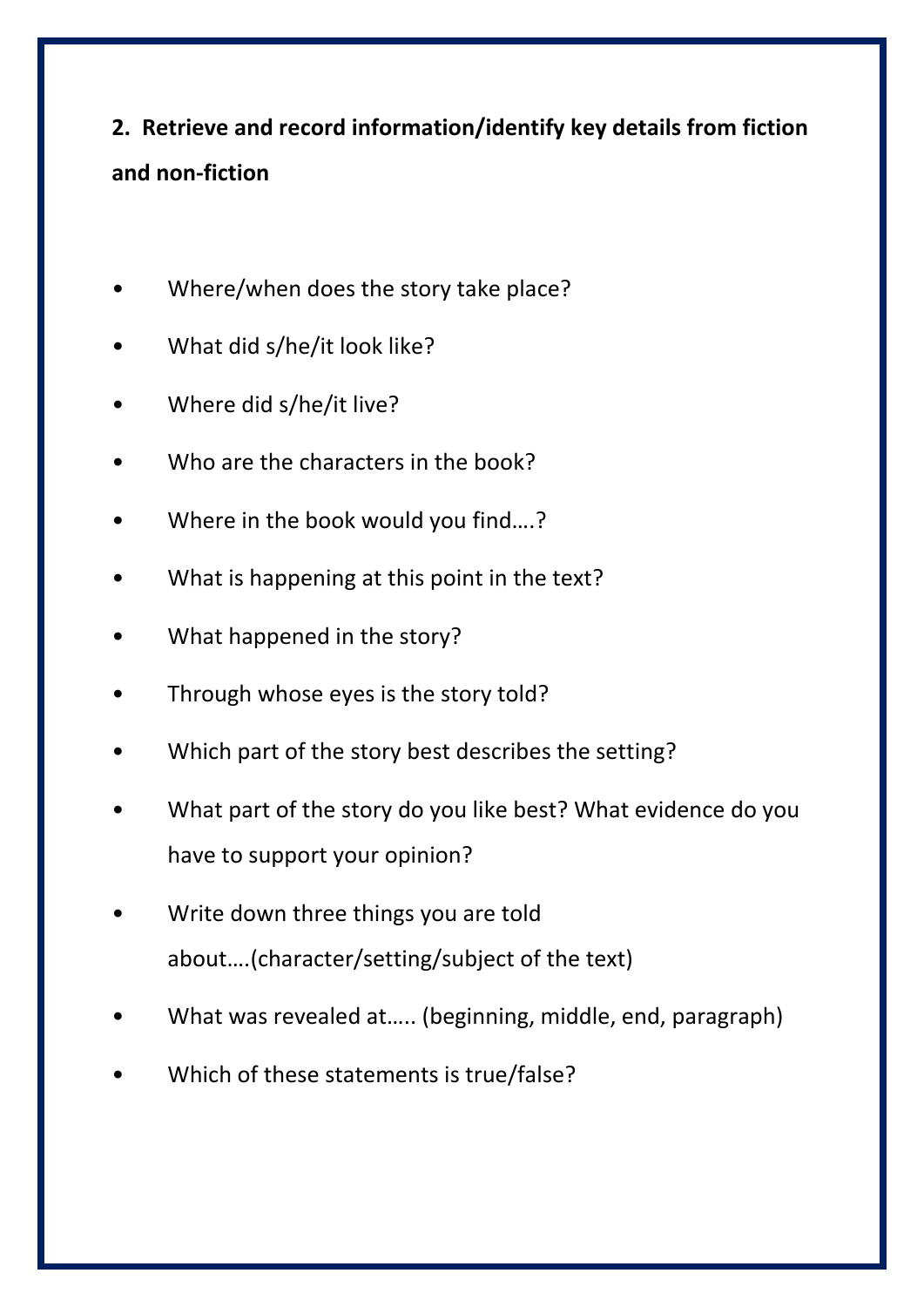## 2. Retrieve and record information/identify key details from fiction and non-fiction

- Where/when does the story take place?
- What did s/he/it look like?
- Where did s/he/it live?
- Who are the characters in the book?
- Where in the book would you find….?
- What is happening at this point in the text?
- What happened in the story?
- Through whose eyes is the story told?
- Which part of the story best describes the setting?
- What part of the story do you like best? What evidence do you have to support your opinion?
- Write down three things you are told about….(character/setting/subject of the text)
- What was revealed at….. (beginning, middle, end, paragraph)
- Which of these statements is true/false?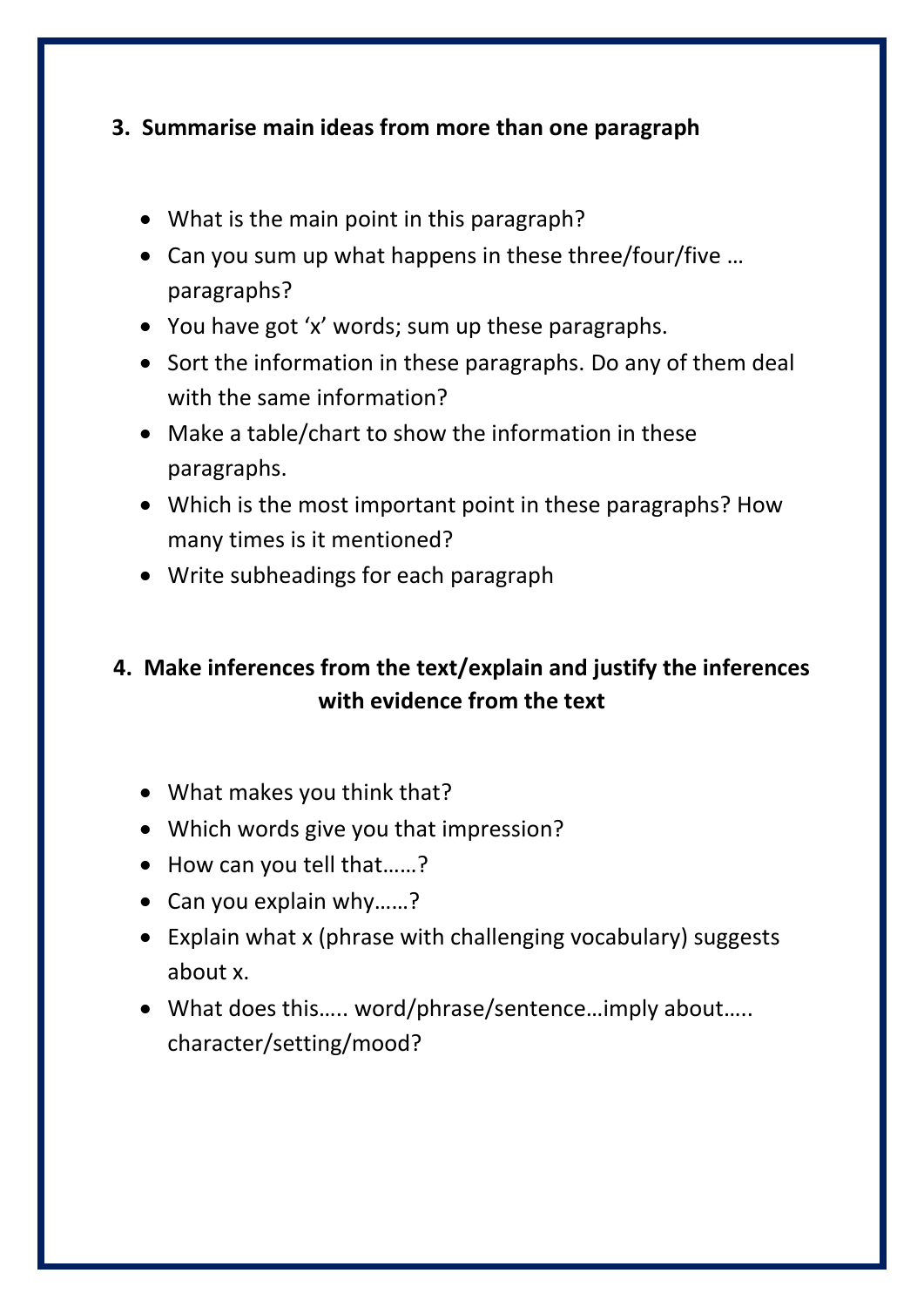### 3. Summarise main ideas from more than one paragraph

- What is the main point in this paragraph?
- Can you sum up what happens in these three/four/five … paragraphs?
- You have got 'x' words; sum up these paragraphs.
- Sort the information in these paragraphs. Do any of them deal with the same information?
- Make a table/chart to show the information in these paragraphs.
- Which is the most important point in these paragraphs? How many times is it mentioned?
- Write subheadings for each paragraph

### 4. Make inferences from the text/explain and justify the inferences with evidence from the text

- What makes you think that?
- Which words give you that impression?
- How can you tell that……?
- Can you explain why……?
- Explain what x (phrase with challenging vocabulary) suggests about x.
- What does this….. word/phrase/sentence…imply about….. character/setting/mood?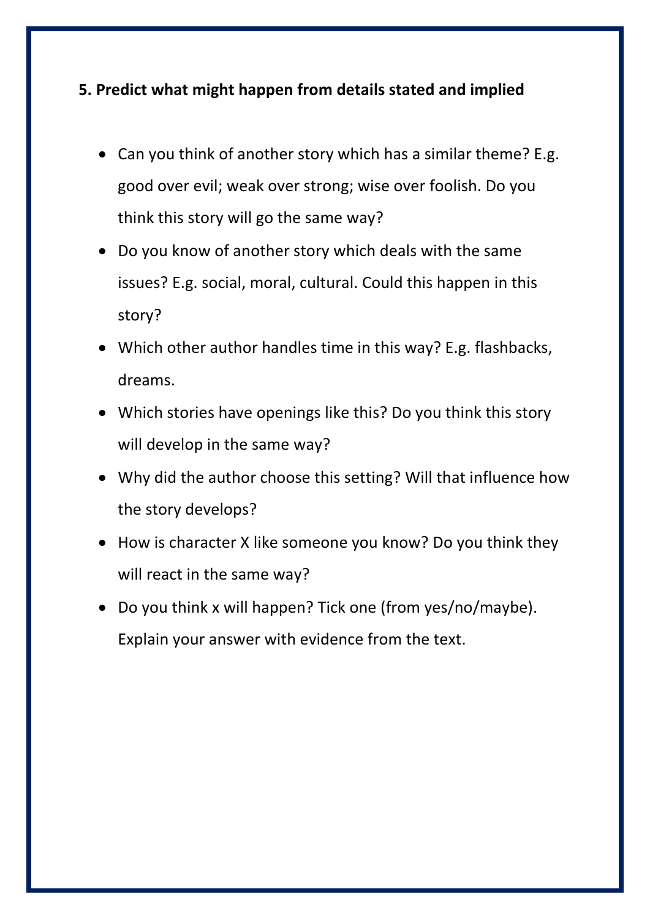**5. Predict what might happen from details stated and implied**

- Can you think of another story which has a similar theme? E.g. good over evil; weak over strong; wise over foolish. Do you think this story will go the same way?
- Do you know of another story which deals with the same issues? E.g. social, moral, cultural. Could this happen in this story?
- Which other author handles time in this way? E.g. flashbacks, dreams.
- Which stories have openings like this? Do you think this story will develop in the same way?
- Why did the author choose this setting? Will that influence how the story develops?
- How is character X like someone you know? Do you think they will react in the same way?
- Do you think x will happen? Tick one (from yes/no/maybe). Explain your answer with evidence from the text.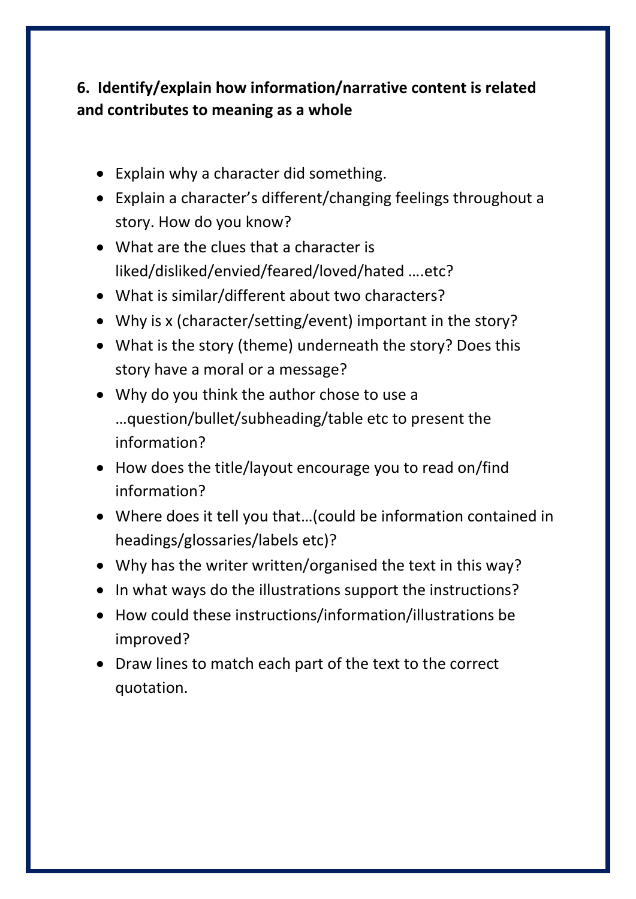**6. Identify/explain how information/narrative content is related and contributes to meaning as a whole**

- Explain why a character did something.
- Explain a character's different/changing feelings throughout a story. How do you know?
- What are the clues that a character is liked/disliked/envied/feared/loved/hated ….etc?
- What is similar/different about two characters?
- Why is x (character/setting/event) important in the story?
- What is the story (theme) underneath the story? Does this story have a moral or a message?
- Why do you think the author chose to use a …question/bullet/subheading/table etc to present the information?
- How does the title/layout encourage you to read on/find information?
- Where does it tell you that…(could be information contained in headings/glossaries/labels etc)?
- Why has the writer written/organised the text in this way?
- In what ways do the illustrations support the instructions?
- How could these instructions/information/illustrations be improved?
- Draw lines to match each part of the text to the correct quotation.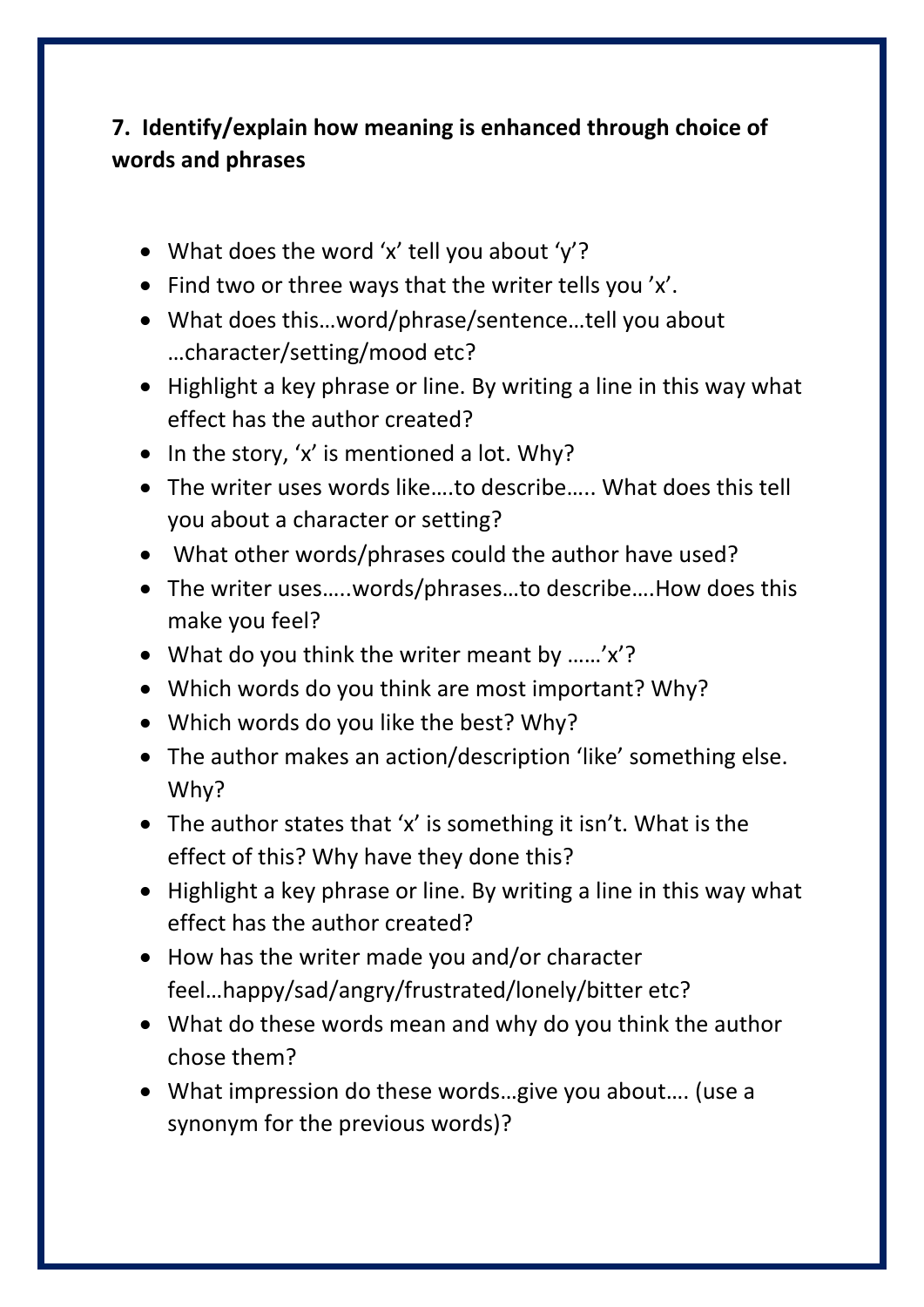**7. Identify/explain how meaning is enhanced through choice of words and phrases**

- What does the word 'x' tell you about 'y'?
- Find two or three ways that the writer tells you 'x'.
- What does this…word/phrase/sentence…tell you about …character/setting/mood etc?
- Highlight a key phrase or line. By writing a line in this way what effect has the author created?
- In the story, 'x' is mentioned a lot. Why?
- The writer uses words like….to describe….. What does this tell you about a character or setting?
- What other words/phrases could the author have used?
- The writer uses…..words/phrases…to describe….How does this make you feel?
- What do you think the writer meant by ……'x'?
- Which words do you think are most important? Why?
- Which words do you like the best? Why?
- The author makes an action/description 'like' something else. Why?
- The author states that 'x' is something it isn't. What is the effect of this? Why have they done this?
- Highlight a key phrase or line. By writing a line in this way what effect has the author created?
- How has the writer made you and/or character feel…happy/sad/angry/frustrated/lonely/bitter etc?
- What do these words mean and why do you think the author chose them?
- What impression do these words…give you about…. (use a synonym for the previous words)?